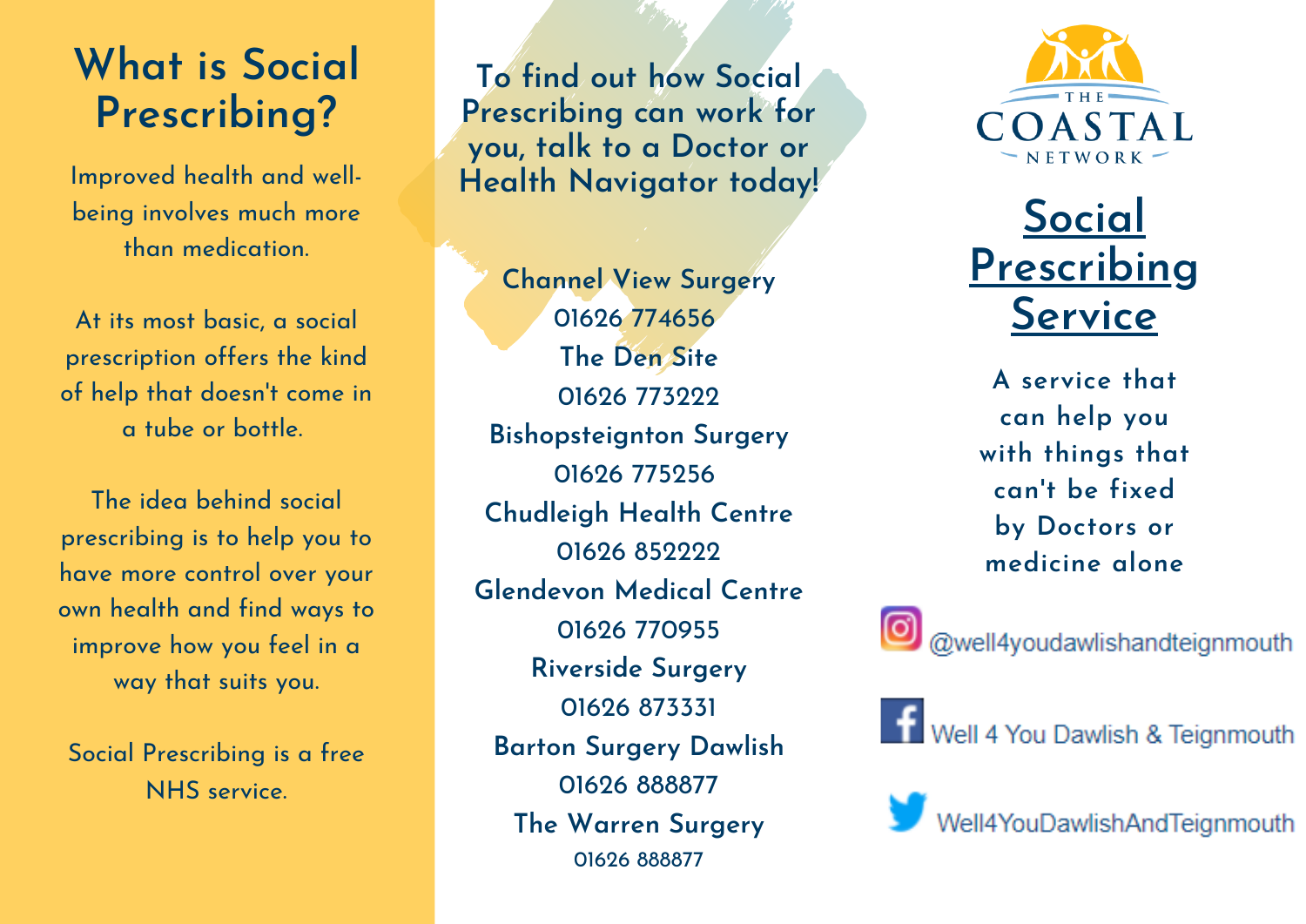# What is Social Prescribing?

Improved health and well-being involves much more than medication.

At its most basic, a social prescription offers the kind of help that doesn't come in a tube or bottle.

The idea behind social prescribing is to help you to have more control over your own health and find ways to improve how you feel in a way that suits you.

Social Prescribing is a free NHS service.

## To find out how Social Prescribing can work for you, talk to a Doctor or Health Navigator today!

**Channel View Surgery**
01626 774656

**The Den Site**
01626 773222

**Bishopsteignton Surgery**
01626 775256

**Chudleigh Health Centre**
01626 852222

**Glendevon Medical Centre**
01626 770955

**Riverside Surgery**
01626 873331

**Barton Surgery Dawlish**
01626 888877

**The Warren Surgery**
01626 888877

THE COASTAL NETWORK

# Social Prescribing Service

A service that can help you with things that can't be fixed by Doctors or medicine alone

@well4youdawlishandteignmouth

Well 4 You Dawlish & Teignmouth

Well4YouDawlishAndTeignmouth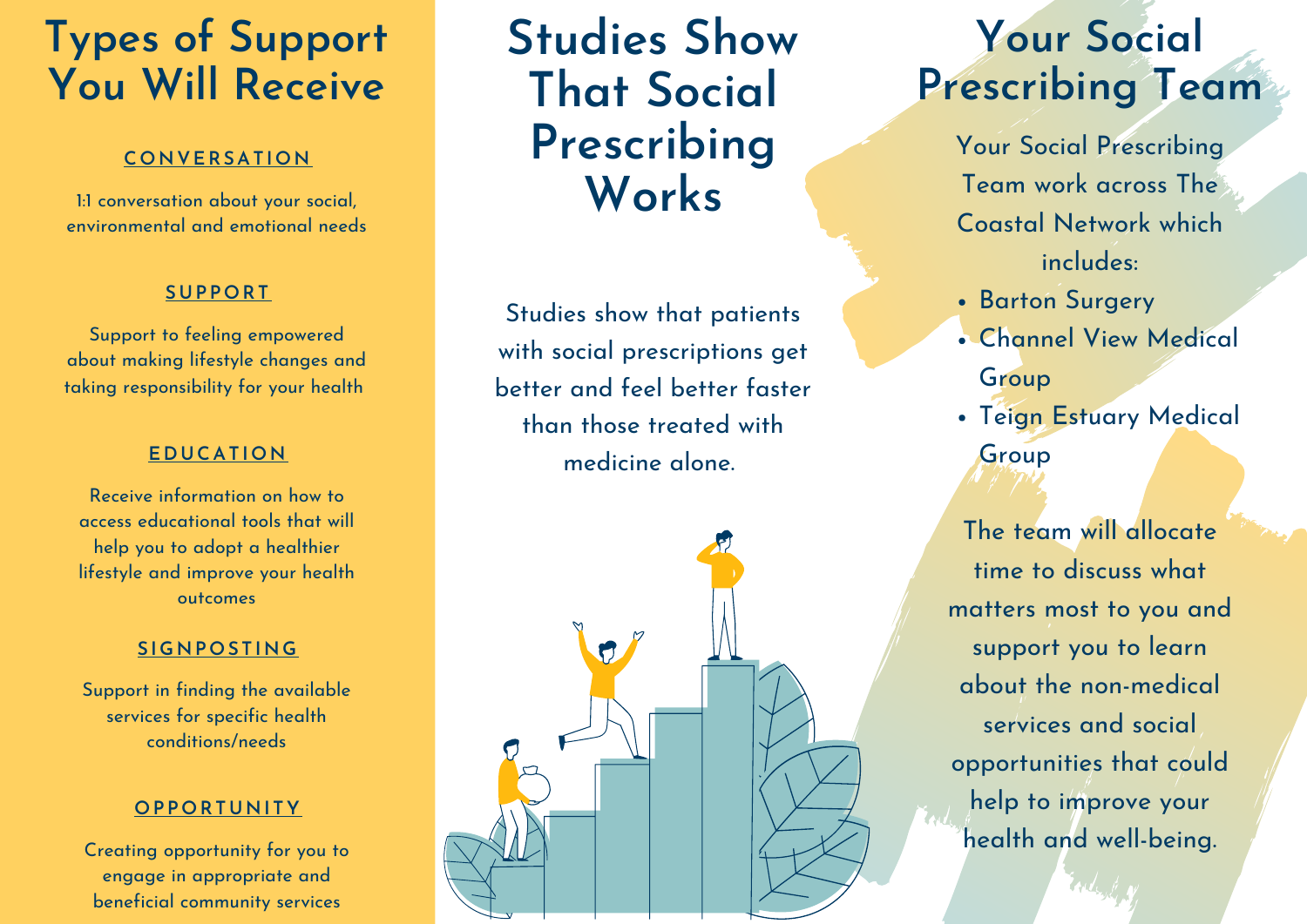# Types of Support You Will Receive

### CONVERSATION

1:1 conversation about your social, environmental and emotional needs

### SUPPORT

Support to feeling empowered about making lifestyle changes and taking responsibility for your health

### EDUCATION

Receive information on how to access educational tools that will help you to adopt a healthier lifestyle and improve your health outcomes

### SIGNPOSTING

Support in finding the available services for specific health conditions/needs

### OPPORTUNITY

Creating opportunity for you to engage in appropriate and beneficial community services

# Studies Show That Social Prescribing Works

Studies show that patients with social prescriptions get better and feel better faster than those treated with medicine alone.

# Your Social Prescribing Team

Your Social Prescribing Team work across The Coastal Network which includes:

- Barton Surgery
- Channel View Medical Group
- Teign Estuary Medical Group

The team will allocate time to discuss what matters most to you and support you to learn about the non-medical services and social opportunities that could help to improve your health and well-being.